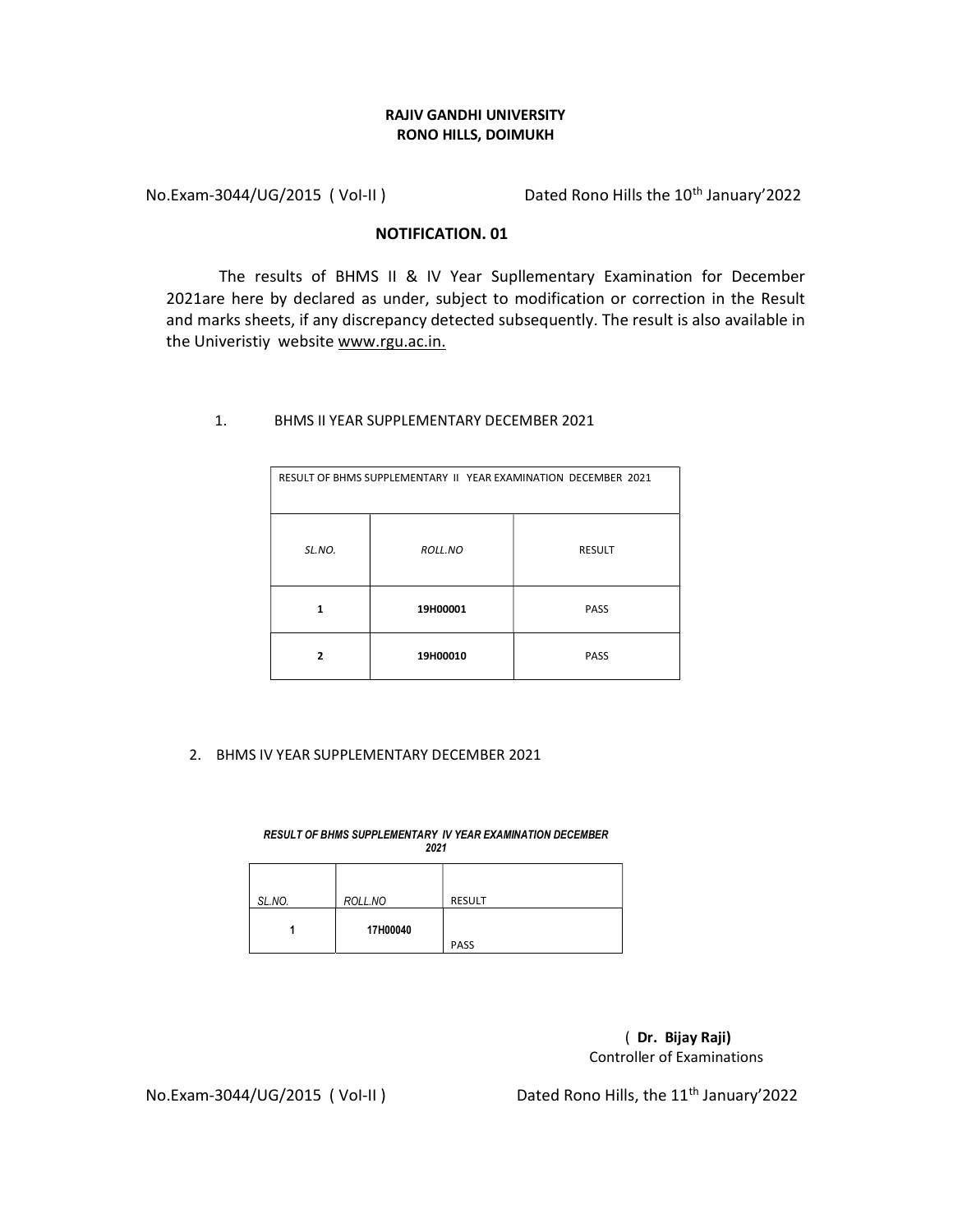**RAJIV GANDHI UNIVERSITY**
**RONO HILLS, DOIMUKH**

No.Exam-3044/UG/2015 ( Vol-II ) Dated Rono Hills the 10th January'2022

**NOTIFICATION. 01**

The results of BHMS II & IV Year Supllementary Examination for December 2021are here by declared as under, subject to modification or correction in the Result and marks sheets, if any discrepancy detected subsequently. The result is also available in the Univeristiy website www.rgu.ac.in.

1. BHMS II YEAR SUPPLEMENTARY DECEMBER 2021

| RESULT OF BHMS SUPPLEMENTARY II YEAR EXAMINATION DECEMBER 2021 | | |
|---|---|---|
| *SL.NO.* | *ROLL.NO* | RESULT |
| **1** | **19H00001** | PASS |
| **2** | **19H00010** | PASS |

2. BHMS IV YEAR SUPPLEMENTARY DECEMBER 2021

***RESULT OF BHMS SUPPLEMENTARY IV YEAR EXAMINATION DECEMBER 2021***

| *SL.NO.* | *ROLL.NO* | RESULT |
|---|---|---|
| **1** | **17H00040** | PASS |

( **Dr. Bijay Raji)**
Controller of Examinations

No.Exam-3044/UG/2015 ( Vol-II ) Dated Rono Hills, the 11th January'2022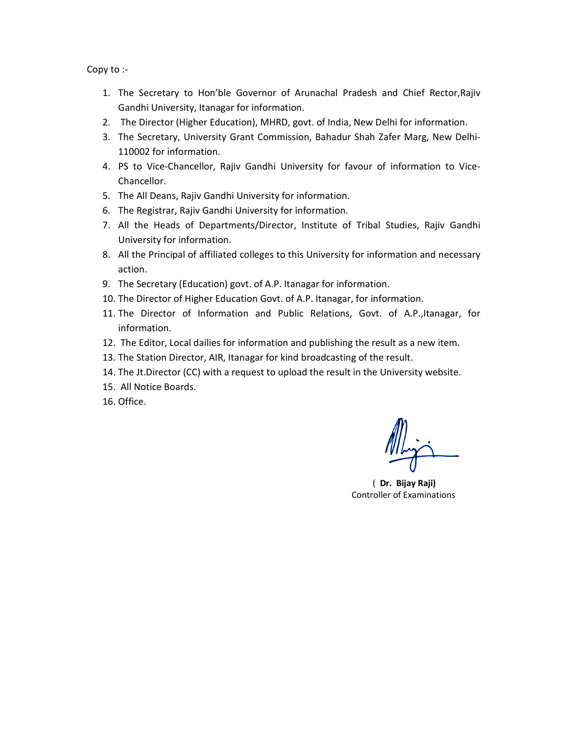Copy to :-

1. The Secretary to Hon'ble Governor of Arunachal Pradesh and Chief Rector,Rajiv Gandhi University, Itanagar for information.
2. The Director (Higher Education), MHRD, govt. of India, New Delhi for information.
3. The Secretary, University Grant Commission, Bahadur Shah Zafer Marg, New Delhi-110002 for information.
4. PS to Vice-Chancellor, Rajiv Gandhi University for favour of information to Vice-Chancellor.
5. The All Deans, Rajiv Gandhi University for information.
6. The Registrar, Rajiv Gandhi University for information.
7. All the Heads of Departments/Director, Institute of Tribal Studies, Rajiv Gandhi University for information.
8. All the Principal of affiliated colleges to this University for information and necessary action.
9. The Secretary (Education) govt. of A.P. Itanagar for information.
10. The Director of Higher Education Govt. of A.P. Itanagar, for information.
11. The Director of Information and Public Relations, Govt. of A.P.,Itanagar, for information.
12. The Editor, Local dailies for information and publishing the result as a new item.
13. The Station Director, AIR, Itanagar for kind broadcasting of the result.
14. The Jt.Director (CC) with a request to upload the result in the University website.
15. All Notice Boards.
16. Office.

( **Dr. Bijay Raji)**
Controller of Examinations